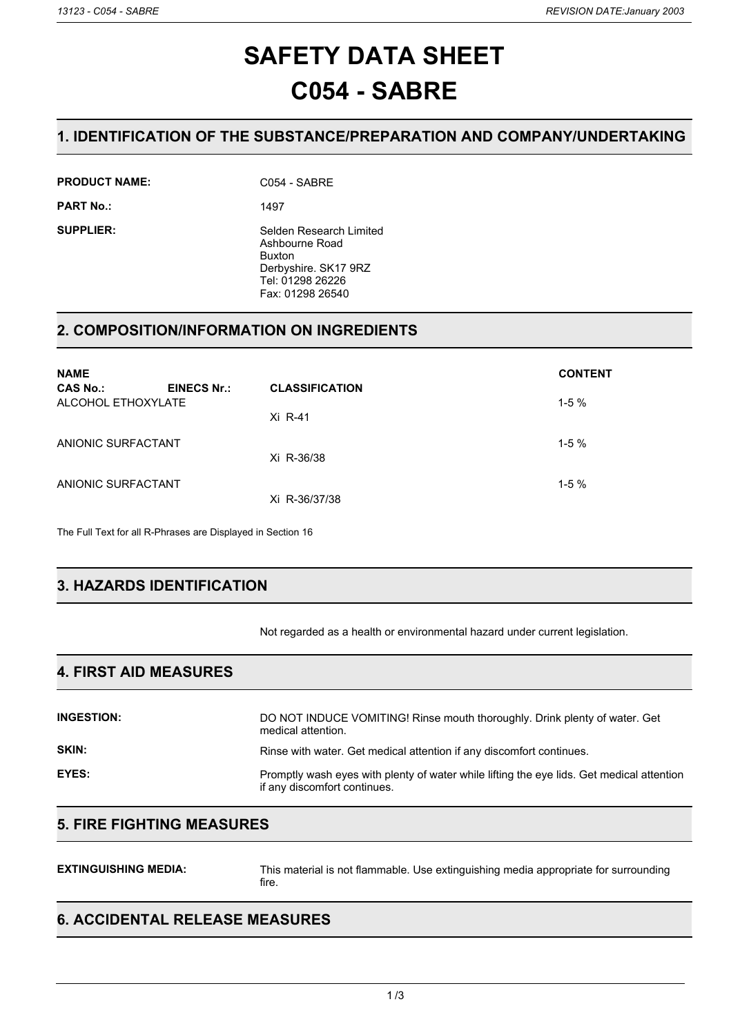# SAFETY DATA SHEET
# C054 - SABRE

## 1. IDENTIFICATION OF THE SUBSTANCE/PREPARATION AND COMPANY/UNDERTAKING

**PRODUCT NAME:** C054 - SABRE

**PART No.:** 1497

**SUPPLIER:** Selden Research Limited
Ashbourne Road
Buxton
Derbyshire. SK17 9RZ
Tel: 01298 26226
Fax: 01298 26540

## 2. COMPOSITION/INFORMATION ON INGREDIENTS

| NAME | | | CONTENT |
|---|---|---|---|
| **CAS No.:** | **EINECS Nr.:** | **CLASSIFICATION** | |
| ALCOHOL ETHOXYLATE | | Xi R-41 | 1-5 % |
| ANIONIC SURFACTANT | | Xi R-36/38 | 1-5 % |
| ANIONIC SURFACTANT | | Xi R-36/37/38 | 1-5 % |

The Full Text for all R-Phrases are Displayed in Section 16

## 3. HAZARDS IDENTIFICATION

Not regarded as a health or environmental hazard under current legislation.

## 4. FIRST AID MEASURES

**INGESTION:** DO NOT INDUCE VOMITING! Rinse mouth thoroughly. Drink plenty of water. Get medical attention.

**SKIN:** Rinse with water. Get medical attention if any discomfort continues.

**EYES:** Promptly wash eyes with plenty of water while lifting the eye lids. Get medical attention if any discomfort continues.

## 5. FIRE FIGHTING MEASURES

**EXTINGUISHING MEDIA:** This material is not flammable. Use extinguishing media appropriate for surrounding fire.

## 6. ACCIDENTAL RELEASE MEASURES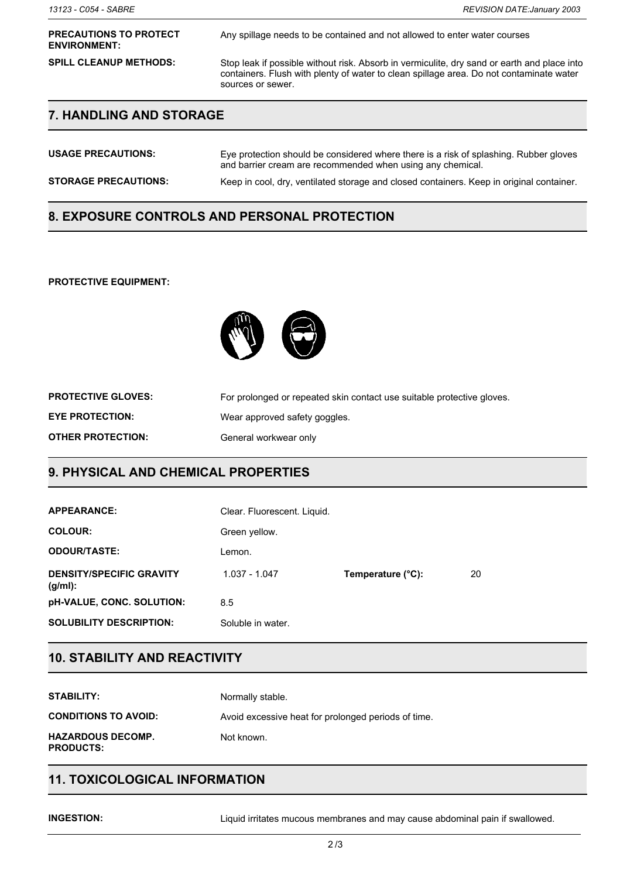**PRECAUTIONS TO PROTECT ENVIRONMENT:** Any spillage needs to be contained and not allowed to enter water courses

**SPILL CLEANUP METHODS:** Stop leak if possible without risk. Absorb in vermiculite, dry sand or earth and place into containers. Flush with plenty of water to clean spillage area. Do not contaminate water sources or sewer.

## 7. HANDLING AND STORAGE

**USAGE PRECAUTIONS:** Eye protection should be considered where there is a risk of splashing. Rubber gloves and barrier cream are recommended when using any chemical.

**STORAGE PRECAUTIONS:** Keep in cool, dry, ventilated storage and closed containers. Keep in original container.

## 8. EXPOSURE CONTROLS AND PERSONAL PROTECTION

**PROTECTIVE EQUIPMENT:**

**PROTECTIVE GLOVES:** For prolonged or repeated skin contact use suitable protective gloves.

**EYE PROTECTION:** Wear approved safety goggles.

**OTHER PROTECTION:** General workwear only

## 9. PHYSICAL AND CHEMICAL PROPERTIES

**APPEARANCE:** Clear. Fluorescent. Liquid.

**COLOUR:** Green yellow.

**ODOUR/TASTE:** Lemon.

**DENSITY/SPECIFIC GRAVITY (g/ml):** 1.037 - 1.047 **Temperature (°C):** 20

**pH-VALUE, CONC. SOLUTION:** 8.5

**SOLUBILITY DESCRIPTION:** Soluble in water.

## 10. STABILITY AND REACTIVITY

**STABILITY:** Normally stable.

**CONDITIONS TO AVOID:** Avoid excessive heat for prolonged periods of time.

**HAZARDOUS DECOMP. PRODUCTS:** Not known.

## 11. TOXICOLOGICAL INFORMATION

**INGESTION:** Liquid irritates mucous membranes and may cause abdominal pain if swallowed.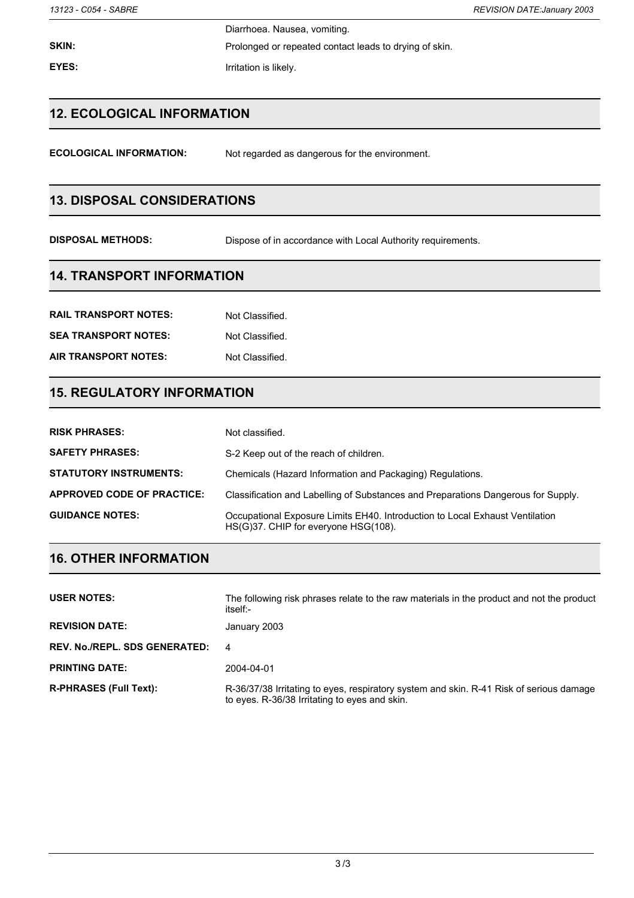Diarrhoea. Nausea, vomiting.

**SKIN:** Prolonged or repeated contact leads to drying of skin.

**EYES:** Irritation is likely.

## 12. ECOLOGICAL INFORMATION

**ECOLOGICAL INFORMATION:** Not regarded as dangerous for the environment.

## 13. DISPOSAL CONSIDERATIONS

**DISPOSAL METHODS:** Dispose of in accordance with Local Authority requirements.

## 14. TRANSPORT INFORMATION

**RAIL TRANSPORT NOTES:** Not Classified.

**SEA TRANSPORT NOTES:** Not Classified.

**AIR TRANSPORT NOTES:** Not Classified.

## 15. REGULATORY INFORMATION

**RISK PHRASES:** Not classified.

**SAFETY PHRASES:** S-2 Keep out of the reach of children.

**STATUTORY INSTRUMENTS:** Chemicals (Hazard Information and Packaging) Regulations.

**APPROVED CODE OF PRACTICE:** Classification and Labelling of Substances and Preparations Dangerous for Supply.

**GUIDANCE NOTES:** Occupational Exposure Limits EH40. Introduction to Local Exhaust Ventilation HS(G)37. CHIP for everyone HSG(108).

## 16. OTHER INFORMATION

**USER NOTES:** The following risk phrases relate to the raw materials in the product and not the product itself:-

**REVISION DATE:** January 2003

**REV. No./REPL. SDS GENERATED:** 4

**PRINTING DATE:** 2004-04-01

**R-PHRASES (Full Text):** R-36/37/38 Irritating to eyes, respiratory system and skin. R-41 Risk of serious damage to eyes. R-36/38 Irritating to eyes and skin.